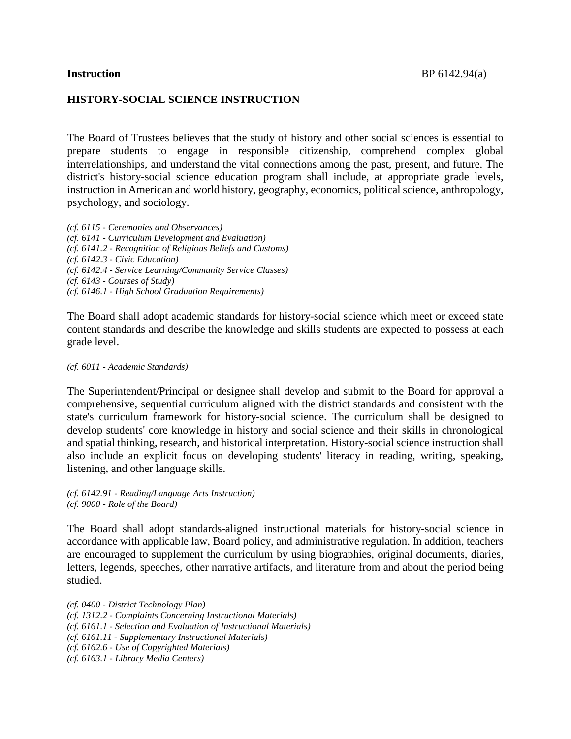**Instruction** BP 6142.94(a)

## HISTORY-SOCIAL SCIENCE INSTRUCTION

The Board of Trustees believes that the study of history and other social sciences is essential to prepare students to engage in responsible citizenship, comprehend complex global interrelationships, and understand the vital connections among the past, present, and future. The district's history-social science education program shall include, at appropriate grade levels, instruction in American and world history, geography, economics, political science, anthropology, psychology, and sociology.

*(cf. 6115 - Ceremonies and Observances)*
*(cf. 6141 - Curriculum Development and Evaluation)*
*(cf. 6141.2 - Recognition of Religious Beliefs and Customs)*
*(cf. 6142.3 - Civic Education)*
*(cf. 6142.4 - Service Learning/Community Service Classes)*
*(cf. 6143 - Courses of Study)*
*(cf. 6146.1 - High School Graduation Requirements)*

The Board shall adopt academic standards for history-social science which meet or exceed state content standards and describe the knowledge and skills students are expected to possess at each grade level.

*(cf. 6011 - Academic Standards)*

The Superintendent/Principal or designee shall develop and submit to the Board for approval a comprehensive, sequential curriculum aligned with the district standards and consistent with the state's curriculum framework for history-social science. The curriculum shall be designed to develop students' core knowledge in history and social science and their skills in chronological and spatial thinking, research, and historical interpretation. History-social science instruction shall also include an explicit focus on developing students' literacy in reading, writing, speaking, listening, and other language skills.

*(cf. 6142.91 - Reading/Language Arts Instruction)*
*(cf. 9000 - Role of the Board)*

The Board shall adopt standards-aligned instructional materials for history-social science in accordance with applicable law, Board policy, and administrative regulation. In addition, teachers are encouraged to supplement the curriculum by using biographies, original documents, diaries, letters, legends, speeches, other narrative artifacts, and literature from and about the period being studied.

*(cf. 0400 - District Technology Plan)*
*(cf. 1312.2 - Complaints Concerning Instructional Materials)*
*(cf. 6161.1 - Selection and Evaluation of Instructional Materials)*
*(cf. 6161.11 - Supplementary Instructional Materials)*
*(cf. 6162.6 - Use of Copyrighted Materials)*
*(cf. 6163.1 - Library Media Centers)*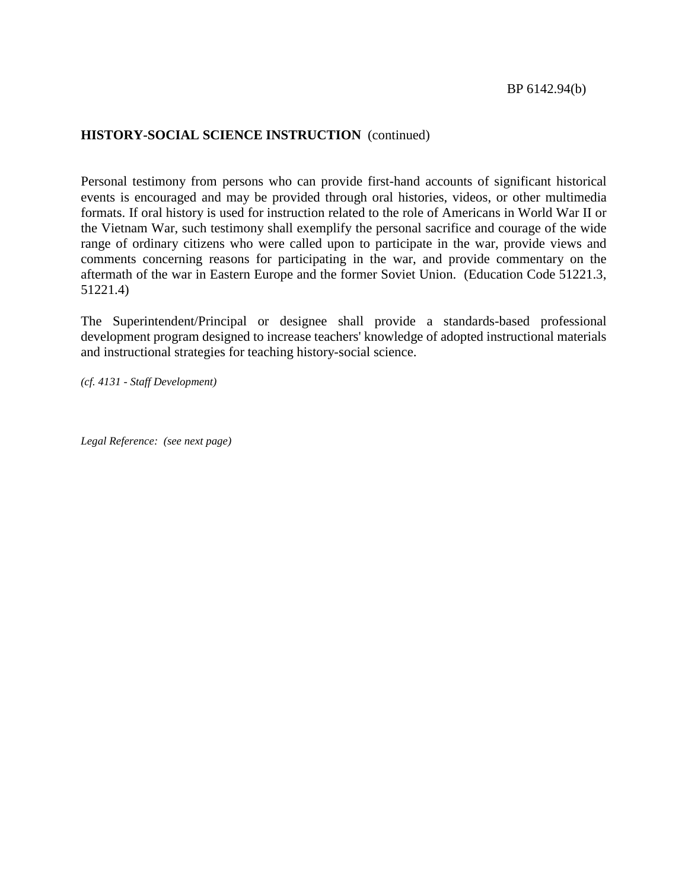**HISTORY-SOCIAL SCIENCE INSTRUCTION** (continued)

Personal testimony from persons who can provide first-hand accounts of significant historical events is encouraged and may be provided through oral histories, videos, or other multimedia formats. If oral history is used for instruction related to the role of Americans in World War II or the Vietnam War, such testimony shall exemplify the personal sacrifice and courage of the wide range of ordinary citizens who were called upon to participate in the war, provide views and comments concerning reasons for participating in the war, and provide commentary on the aftermath of the war in Eastern Europe and the former Soviet Union. (Education Code 51221.3, 51221.4)

The Superintendent/Principal or designee shall provide a standards-based professional development program designed to increase teachers' knowledge of adopted instructional materials and instructional strategies for teaching history-social science.

*(cf. 4131 - Staff Development)*

*Legal Reference: (see next page)*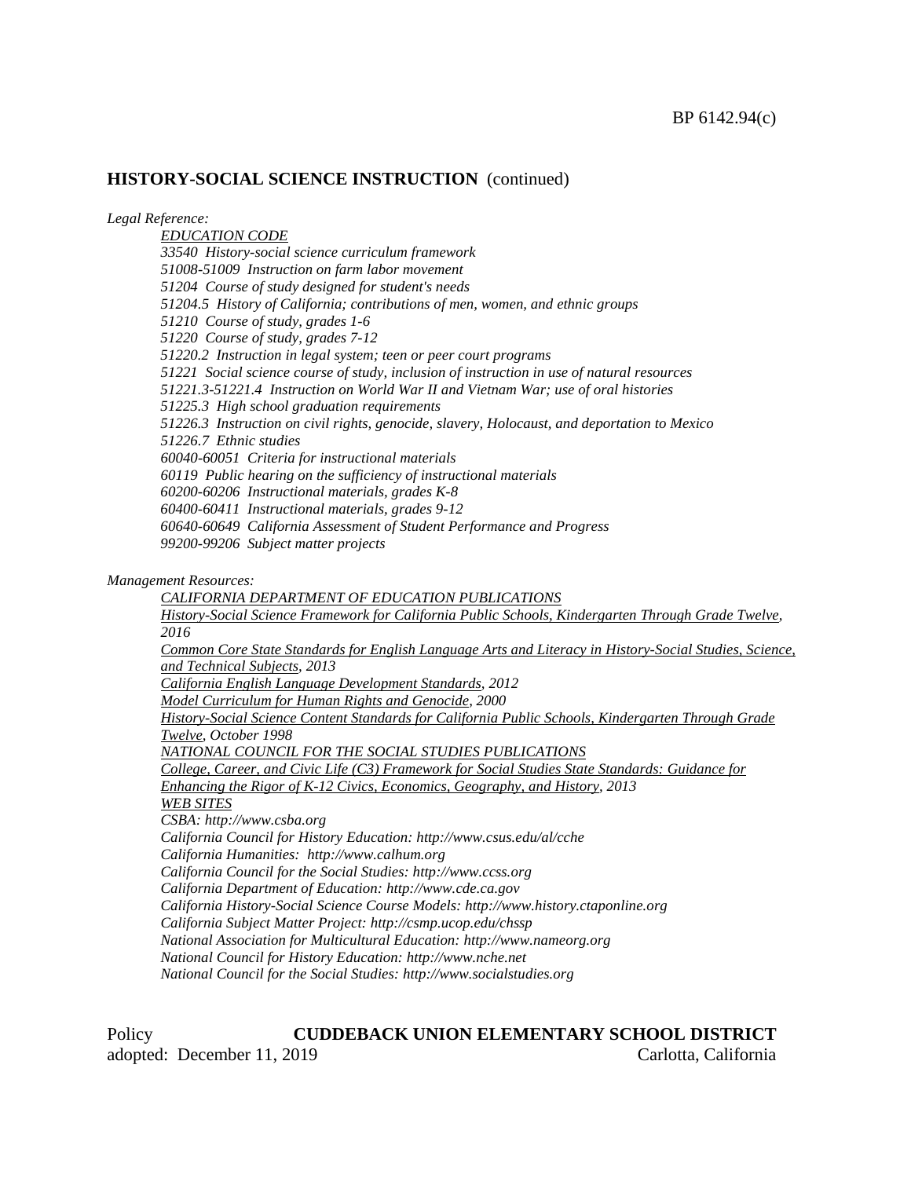## HISTORY-SOCIAL SCIENCE INSTRUCTION (continued)

*Legal Reference:*

EDUCATION CODE

*33540 History-social science curriculum framework*
*51008-51009 Instruction on farm labor movement*
*51204 Course of study designed for student's needs*
*51204.5 History of California; contributions of men, women, and ethnic groups*
*51210 Course of study, grades 1-6*
*51220 Course of study, grades 7-12*
*51220.2 Instruction in legal system; teen or peer court programs*
*51221 Social science course of study, inclusion of instruction in use of natural resources*
*51221.3-51221.4 Instruction on World War II and Vietnam War; use of oral histories*
*51225.3 High school graduation requirements*
*51226.3 Instruction on civil rights, genocide, slavery, Holocaust, and deportation to Mexico*
*51226.7 Ethnic studies*
*60040-60051 Criteria for instructional materials*
*60119 Public hearing on the sufficiency of instructional materials*
*60200-60206 Instructional materials, grades K-8*
*60400-60411 Instructional materials, grades 9-12*
*60640-60649 California Assessment of Student Performance and Progress*
*99200-99206 Subject matter projects*

*Management Resources:*

CALIFORNIA DEPARTMENT OF EDUCATION PUBLICATIONS

*History-Social Science Framework for California Public Schools, Kindergarten Through Grade Twelve, 2016*
*Common Core State Standards for English Language Arts and Literacy in History-Social Studies, Science, and Technical Subjects, 2013*
*California English Language Development Standards, 2012*
*Model Curriculum for Human Rights and Genocide, 2000*
*History-Social Science Content Standards for California Public Schools, Kindergarten Through Grade Twelve, October 1998*

NATIONAL COUNCIL FOR THE SOCIAL STUDIES PUBLICATIONS

*College, Career, and Civic Life (C3) Framework for Social Studies State Standards: Guidance for Enhancing the Rigor of K-12 Civics, Economics, Geography, and History, 2013*

WEB SITES

*CSBA: http://www.csba.org*
*California Council for History Education: http://www.csus.edu/al/cche*
*California Humanities: http://www.calhum.org*
*California Council for the Social Studies: http://www.ccss.org*
*California Department of Education: http://www.cde.ca.gov*
*California History-Social Science Course Models: http://www.history.ctaponline.org*
*California Subject Matter Project: http://csmp.ucop.edu/chssp*
*National Association for Multicultural Education: http://www.nameorg.org*
*National Council for History Education: http://www.nche.net*
*National Council for the Social Studies: http://www.socialstudies.org*

Policy adopted: December 11, 2019

**CUDDEBACK UNION ELEMENTARY SCHOOL DISTRICT**
Carlotta, California